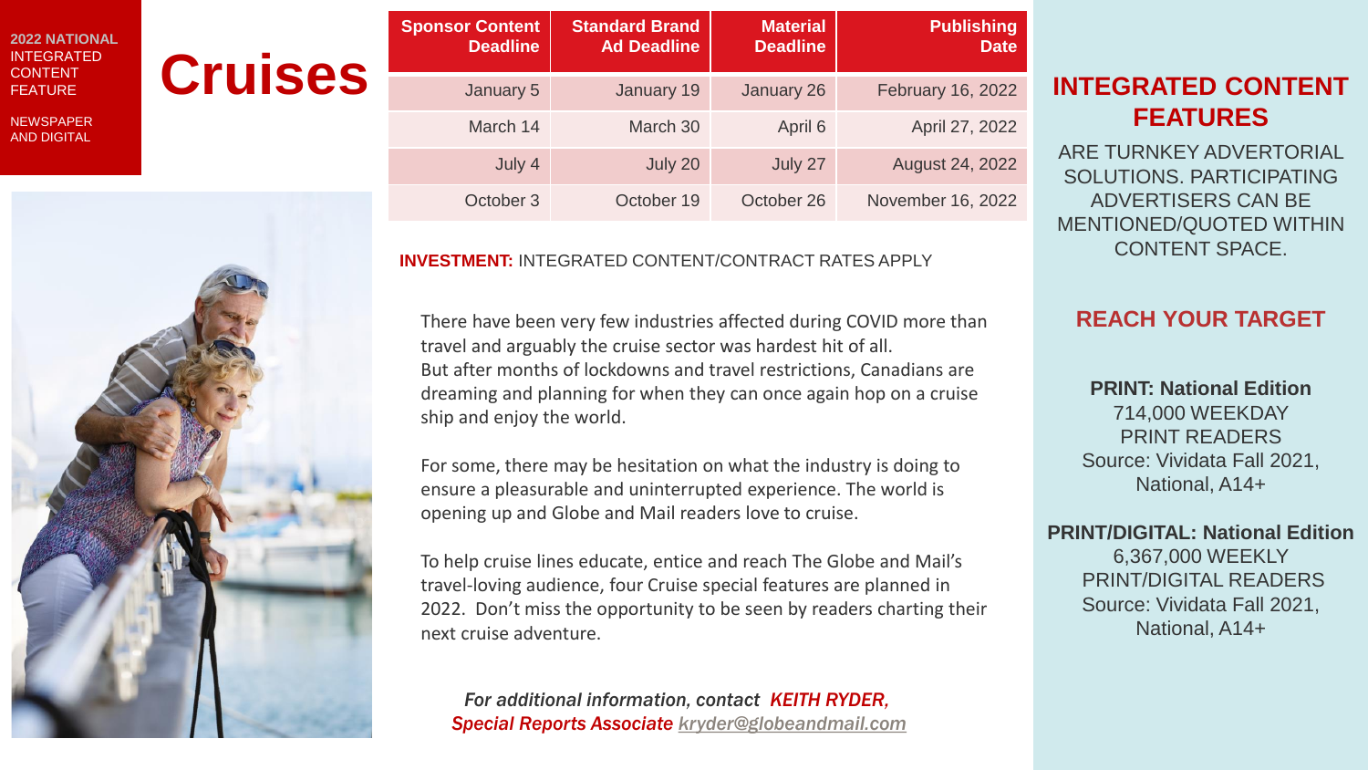**2022 NATIONAL** INTEGRATED CONTENT FEATURE

NEWSPAPER AND DIGITAL

# Cruises

| Sponsor Content Deadline | Standard Brand Ad Deadline | Material Deadline | Publishing Date |
|---|---|---|---|
| January 5 | January 19 | January 26 | February 16, 2022 |
| March 14 | March 30 | April 6 | April 27, 2022 |
| July 4 | July 20 | July 27 | August 24, 2022 |
| October 3 | October 19 | October 26 | November 16, 2022 |

**INVESTMENT:** INTEGRATED CONTENT/CONTRACT RATES APPLY

There have been very few industries affected during COVID more than travel and arguably the cruise sector was hardest hit of all. But after months of lockdowns and travel restrictions, Canadians are dreaming and planning for when they can once again hop on a cruise ship and enjoy the world.

For some, there may be hesitation on what the industry is doing to ensure a pleasurable and uninterrupted experience. The world is opening up and Globe and Mail readers love to cruise.

To help cruise lines educate, entice and reach The Globe and Mail's travel-loving audience, four Cruise special features are planned in 2022. Don't miss the opportunity to be seen by readers charting their next cruise adventure.

*For additional information, contact KEITH RYDER, Special Reports Associate kryder@globeandmail.com*

## INTEGRATED CONTENT FEATURES

ARE TURNKEY ADVERTORIAL SOLUTIONS. PARTICIPATING ADVERTISERS CAN BE MENTIONED/QUOTED WITHIN CONTENT SPACE.

## REACH YOUR TARGET

**PRINT: National Edition**
714,000 WEEKDAY PRINT READERS
Source: Vividata Fall 2021, National, A14+

**PRINT/DIGITAL: National Edition**
6,367,000 WEEKLY PRINT/DIGITAL READERS
Source: Vividata Fall 2021, National, A14+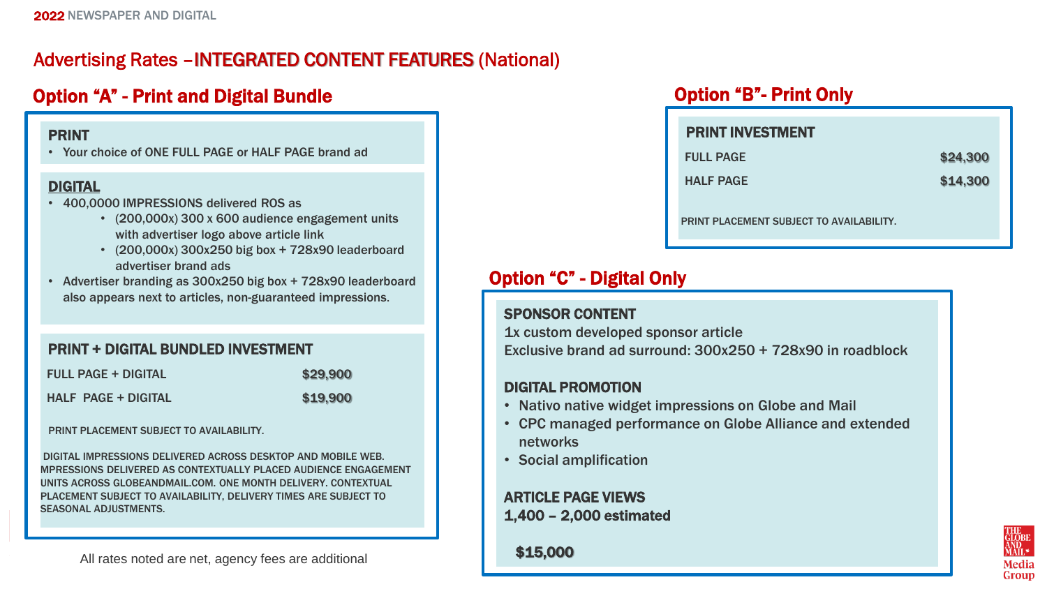**2022** NEWSPAPER AND DIGITAL

# Advertising Rates – INTEGRATED CONTENT FEATURES (National)

## Option "A" - Print and Digital Bundle

**PRINT**

- Your choice of ONE FULL PAGE or HALF PAGE brand ad

**DIGITAL**

- 400,0000 IMPRESSIONS delivered ROS as
  - (200,000x) 300 x 600 audience engagement units with advertiser logo above article link
  - (200,000x) 300x250 big box + 728x90 leaderboard advertiser brand ads
- Advertiser branding as 300x250 big box + 728x90 leaderboard also appears next to articles, non-guaranteed impressions.

**PRINT + DIGITAL BUNDLED INVESTMENT**

| | |
|---|---|
| FULL PAGE + DIGITAL | **$29,900** |
| HALF PAGE + DIGITAL | **$19,900** |

PRINT PLACEMENT SUBJECT TO AVAILABILITY.

DIGITAL IMPRESSIONS DELIVERED ACROSS DESKTOP AND MOBILE WEB. MPRESSIONS DELIVERED AS CONTEXTUALLY PLACED AUDIENCE ENGAGEMENT UNITS ACROSS GLOBEANDMAIL.COM. ONE MONTH DELIVERY. CONTEXTUAL PLACEMENT SUBJECT TO AVAILABILITY, DELIVERY TIMES ARE SUBJECT TO SEASONAL ADJUSTMENTS.

All rates noted are net, agency fees are additional

## Option "B"- Print Only

**PRINT INVESTMENT**

| | |
|---|---|
| FULL PAGE | **$24,300** |
| HALF PAGE | **$14,300** |

PRINT PLACEMENT SUBJECT TO AVAILABILITY.

## Option "C" - Digital Only

**SPONSOR CONTENT**

1x custom developed sponsor article
Exclusive brand ad surround: 300x250 + 728x90 in roadblock

**DIGITAL PROMOTION**

- Nativo native widget impressions on Globe and Mail
- CPC managed performance on Globe Alliance and extended networks
- Social amplification

**ARTICLE PAGE VIEWS**
**1,400 – 2,000 estimated**

**$15,000**

THE GLOBE AND MAIL Media Group